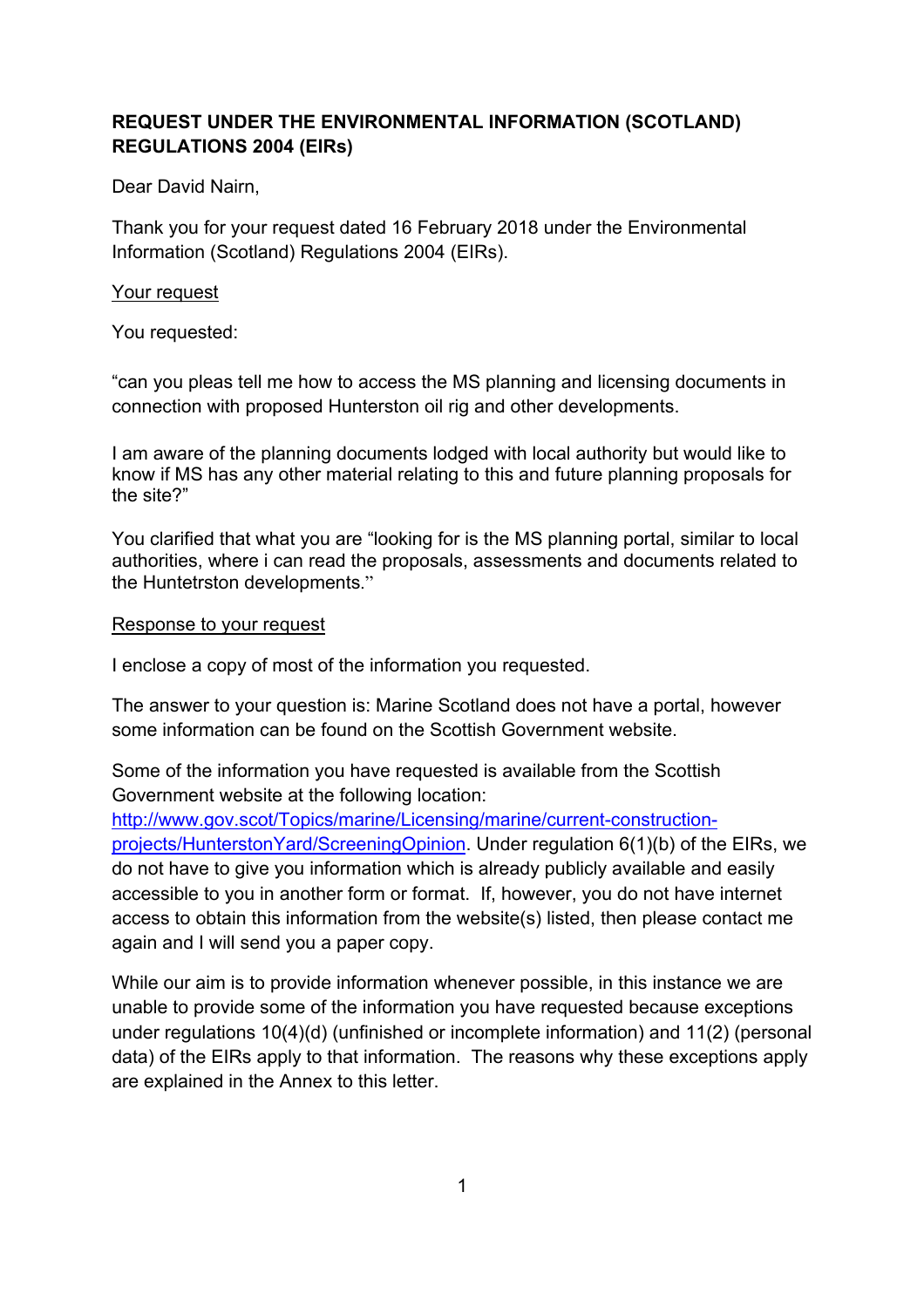**REQUEST UNDER THE ENVIRONMENTAL INFORMATION (SCOTLAND) REGULATIONS 2004 (EIRs)**

Dear David Nairn,

Thank you for your request dated 16 February 2018 under the Environmental Information (Scotland) Regulations 2004 (EIRs).

Your request

You requested:

"can you pleas tell me how to access the MS planning and licensing documents in connection with proposed Hunterston oil rig and other developments.

I am aware of the planning documents lodged with local authority but would like to know if MS has any other material relating to this and future planning proposals for the site?"

You clarified that what you are "looking for is the MS planning portal, similar to local authorities, where i can read the proposals, assessments and documents related to the Huntetrston developments."

Response to your request

I enclose a copy of most of the information you requested.

The answer to your question is: Marine Scotland does not have a portal, however some information can be found on the Scottish Government website.

Some of the information you have requested is available from the Scottish Government website at the following location: [http://www.gov.scot/Topics/marine/Licensing/marine/current-construction-projects/HunterstonYard/ScreeningOpinion](http://www.gov.scot/Topics/marine/Licensing/marine/current-construction-projects/HunterstonYard/ScreeningOpinion). Under regulation 6(1)(b) of the EIRs, we do not have to give you information which is already publicly available and easily accessible to you in another form or format. If, however, you do not have internet access to obtain this information from the website(s) listed, then please contact me again and I will send you a paper copy.

While our aim is to provide information whenever possible, in this instance we are unable to provide some of the information you have requested because exceptions under regulations 10(4)(d) (unfinished or incomplete information) and 11(2) (personal data) of the EIRs apply to that information. The reasons why these exceptions apply are explained in the Annex to this letter.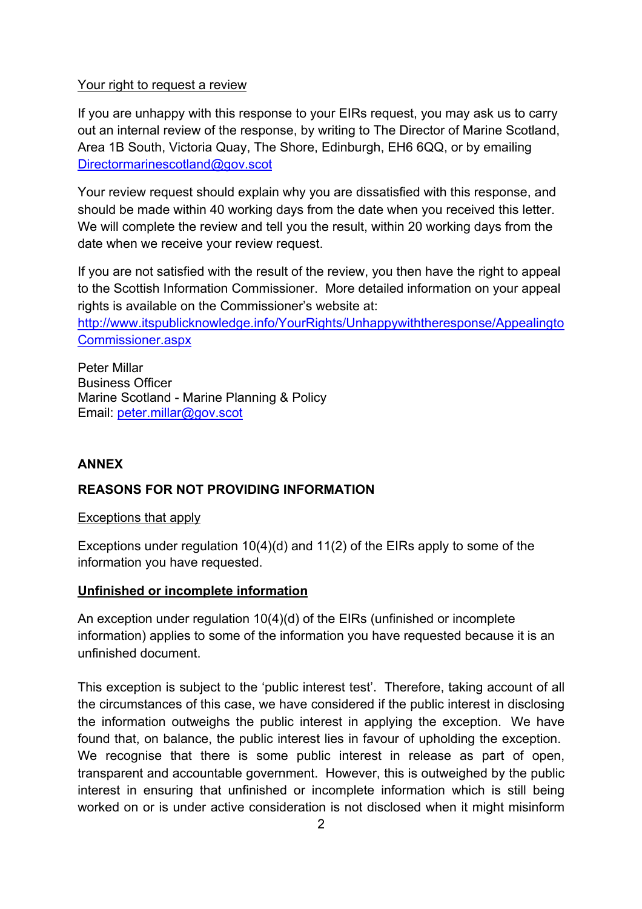Your right to request a review

If you are unhappy with this response to your EIRs request, you may ask us to carry out an internal review of the response, by writing to The Director of Marine Scotland, Area 1B South, Victoria Quay, The Shore, Edinburgh, EH6 6QQ, or by emailing Directormarinescotland@gov.scot

Your review request should explain why you are dissatisfied with this response, and should be made within 40 working days from the date when you received this letter. We will complete the review and tell you the result, within 20 working days from the date when we receive your review request.

If you are not satisfied with the result of the review, you then have the right to appeal to the Scottish Information Commissioner. More detailed information on your appeal rights is available on the Commissioner's website at: http://www.itspublicknowledge.info/YourRights/Unhappywiththeresponse/AppealingtoCommissioner.aspx

Peter Millar
Business Officer
Marine Scotland - Marine Planning & Policy
Email: peter.millar@gov.scot

**ANNEX**

**REASONS FOR NOT PROVIDING INFORMATION**

Exceptions that apply

Exceptions under regulation 10(4)(d) and 11(2) of the EIRs apply to some of the information you have requested.

**Unfinished or incomplete information**

An exception under regulation 10(4)(d) of the EIRs (unfinished or incomplete information) applies to some of the information you have requested because it is an unfinished document.

This exception is subject to the 'public interest test'. Therefore, taking account of all the circumstances of this case, we have considered if the public interest in disclosing the information outweighs the public interest in applying the exception. We have found that, on balance, the public interest lies in favour of upholding the exception. We recognise that there is some public interest in release as part of open, transparent and accountable government. However, this is outweighed by the public interest in ensuring that unfinished or incomplete information which is still being worked on or is under active consideration is not disclosed when it might misinform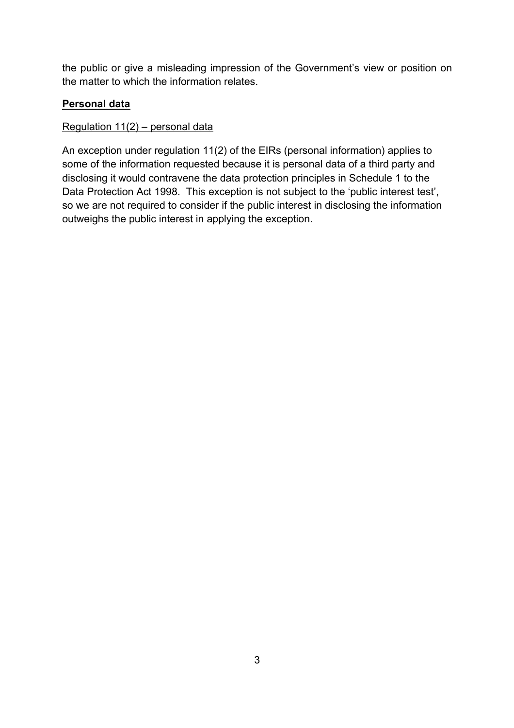the public or give a misleading impression of the Government's view or position on the matter to which the information relates.

## **<u>Personal data</u>**

<u>Regulation 11(2) – personal data</u>

An exception under regulation 11(2) of the EIRs (personal information) applies to some of the information requested because it is personal data of a third party and disclosing it would contravene the data protection principles in Schedule 1 to the Data Protection Act 1998. This exception is not subject to the 'public interest test', so we are not required to consider if the public interest in disclosing the information outweighs the public interest in applying the exception.